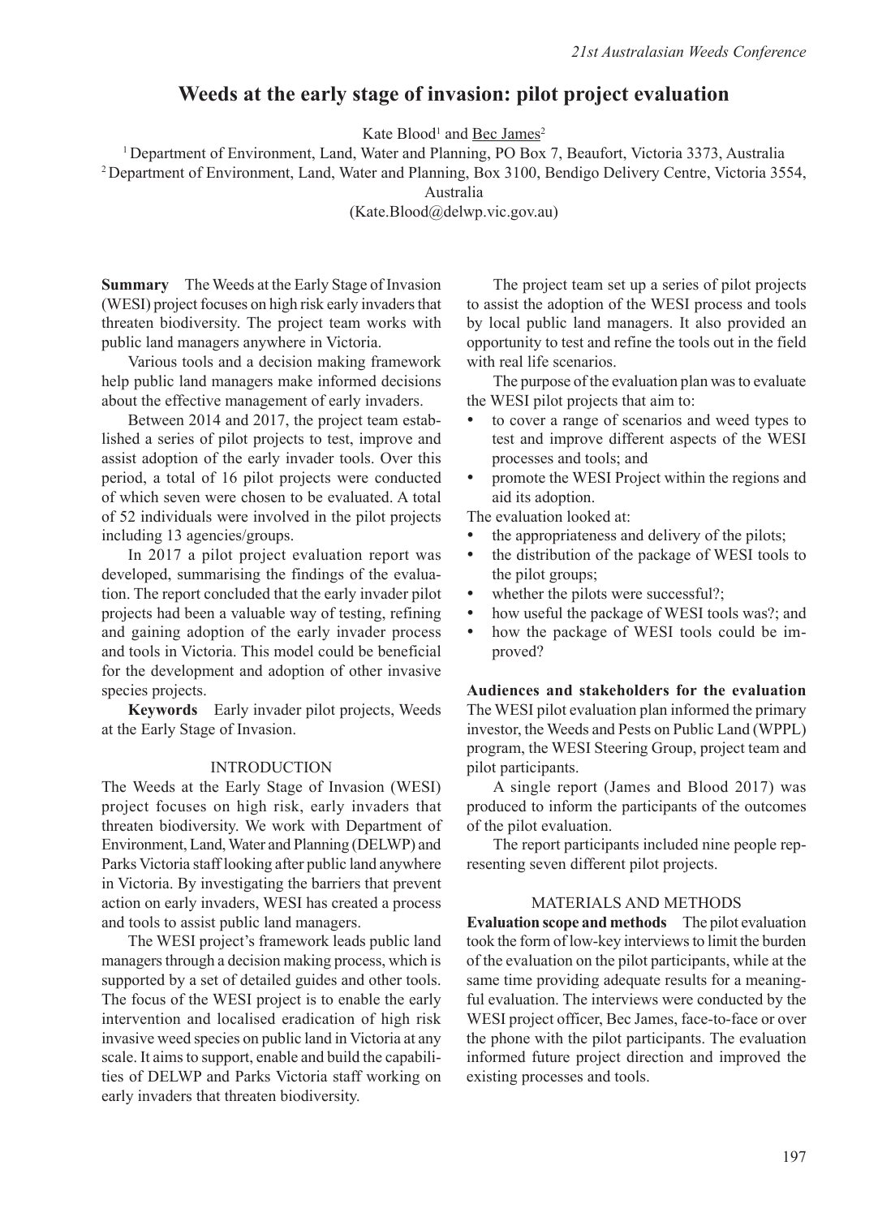# Weeds at the early stage of invasion: pilot project evaluation

Kate Blood[1] and Bec James[2]

[1] Department of Environment, Land, Water and Planning, PO Box 7, Beaufort, Victoria 3373, Australia
[2] Department of Environment, Land, Water and Planning, Box 3100, Bendigo Delivery Centre, Victoria 3554, Australia
(Kate.Blood@delwp.vic.gov.au)

**Summary** The Weeds at the Early Stage of Invasion (WESI) project focuses on high risk early invaders that threaten biodiversity. The project team works with public land managers anywhere in Victoria.

Various tools and a decision making framework help public land managers make informed decisions about the effective management of early invaders.

Between 2014 and 2017, the project team established a series of pilot projects to test, improve and assist adoption of the early invader tools. Over this period, a total of 16 pilot projects were conducted of which seven were chosen to be evaluated. A total of 52 individuals were involved in the pilot projects including 13 agencies/groups.

In 2017 a pilot project evaluation report was developed, summarising the findings of the evaluation. The report concluded that the early invader pilot projects had been a valuable way of testing, refining and gaining adoption of the early invader process and tools in Victoria. This model could be beneficial for the development and adoption of other invasive species projects.

**Keywords** Early invader pilot projects, Weeds at the Early Stage of Invasion.

## INTRODUCTION

The Weeds at the Early Stage of Invasion (WESI) project focuses on high risk, early invaders that threaten biodiversity. We work with Department of Environment, Land, Water and Planning (DELWP) and Parks Victoria staff looking after public land anywhere in Victoria. By investigating the barriers that prevent action on early invaders, WESI has created a process and tools to assist public land managers.

The WESI project's framework leads public land managers through a decision making process, which is supported by a set of detailed guides and other tools. The focus of the WESI project is to enable the early intervention and localised eradication of high risk invasive weed species on public land in Victoria at any scale. It aims to support, enable and build the capabilities of DELWP and Parks Victoria staff working on early invaders that threaten biodiversity.

The project team set up a series of pilot projects to assist the adoption of the WESI process and tools by local public land managers. It also provided an opportunity to test and refine the tools out in the field with real life scenarios.

The purpose of the evaluation plan was to evaluate the WESI pilot projects that aim to:

- to cover a range of scenarios and weed types to test and improve different aspects of the WESI processes and tools; and
- promote the WESI Project within the regions and aid its adoption.

The evaluation looked at:

- the appropriateness and delivery of the pilots;
- the distribution of the package of WESI tools to the pilot groups;
- whether the pilots were successful?;
- how useful the package of WESI tools was?; and
- how the package of WESI tools could be improved?

**Audiences and stakeholders for the evaluation** The WESI pilot evaluation plan informed the primary investor, the Weeds and Pests on Public Land (WPPL) program, the WESI Steering Group, project team and pilot participants.

A single report (James and Blood 2017) was produced to inform the participants of the outcomes of the pilot evaluation.

The report participants included nine people representing seven different pilot projects.

## MATERIALS AND METHODS

**Evaluation scope and methods** The pilot evaluation took the form of low-key interviews to limit the burden of the evaluation on the pilot participants, while at the same time providing adequate results for a meaningful evaluation. The interviews were conducted by the WESI project officer, Bec James, face-to-face or over the phone with the pilot participants. The evaluation informed future project direction and improved the existing processes and tools.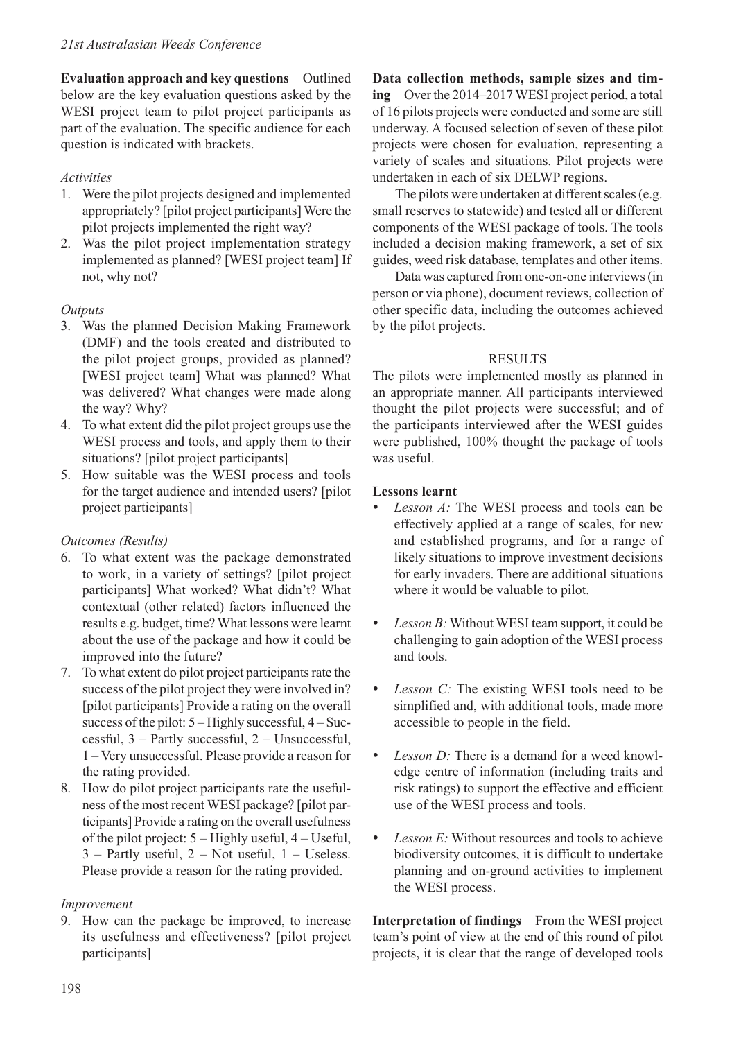**Evaluation approach and key questions** Outlined below are the key evaluation questions asked by the WESI project team to pilot project participants as part of the evaluation. The specific audience for each question is indicated with brackets.

*Activities*

1. Were the pilot projects designed and implemented appropriately? [pilot project participants] Were the pilot projects implemented the right way?
2. Was the pilot project implementation strategy implemented as planned? [WESI project team] If not, why not?

*Outputs*

3. Was the planned Decision Making Framework (DMF) and the tools created and distributed to the pilot project groups, provided as planned? [WESI project team] What was planned? What was delivered? What changes were made along the way? Why?
4. To what extent did the pilot project groups use the WESI process and tools, and apply them to their situations? [pilot project participants]
5. How suitable was the WESI process and tools for the target audience and intended users? [pilot project participants]

*Outcomes (Results)*

6. To what extent was the package demonstrated to work, in a variety of settings? [pilot project participants] What worked? What didn't? What contextual (other related) factors influenced the results e.g. budget, time? What lessons were learnt about the use of the package and how it could be improved into the future?
7. To what extent do pilot project participants rate the success of the pilot project they were involved in? [pilot participants] Provide a rating on the overall success of the pilot: 5 – Highly successful, 4 – Successful, 3 – Partly successful, 2 – Unsuccessful, 1 – Very unsuccessful. Please provide a reason for the rating provided.
8. How do pilot project participants rate the usefulness of the most recent WESI package? [pilot participants] Provide a rating on the overall usefulness of the pilot project: 5 – Highly useful, 4 – Useful, 3 – Partly useful, 2 – Not useful, 1 – Useless. Please provide a reason for the rating provided.

*Improvement*

9. How can the package be improved, to increase its usefulness and effectiveness? [pilot project participants]

**Data collection methods, sample sizes and timing** Over the 2014–2017 WESI project period, a total of 16 pilots projects were conducted and some are still underway. A focused selection of seven of these pilot projects were chosen for evaluation, representing a variety of scales and situations. Pilot projects were undertaken in each of six DELWP regions.

The pilots were undertaken at different scales (e.g. small reserves to statewide) and tested all or different components of the WESI package of tools. The tools included a decision making framework, a set of six guides, weed risk database, templates and other items.

Data was captured from one-on-one interviews (in person or via phone), document reviews, collection of other specific data, including the outcomes achieved by the pilot projects.

## RESULTS

The pilots were implemented mostly as planned in an appropriate manner. All participants interviewed thought the pilot projects were successful; and of the participants interviewed after the WESI guides were published, 100% thought the package of tools was useful.

**Lessons learnt**

- *Lesson A:* The WESI process and tools can be effectively applied at a range of scales, for new and established programs, and for a range of likely situations to improve investment decisions for early invaders. There are additional situations where it would be valuable to pilot.
- *Lesson B:* Without WESI team support, it could be challenging to gain adoption of the WESI process and tools.
- *Lesson C:* The existing WESI tools need to be simplified and, with additional tools, made more accessible to people in the field.
- *Lesson D:* There is a demand for a weed knowledge centre of information (including traits and risk ratings) to support the effective and efficient use of the WESI process and tools.
- *Lesson E:* Without resources and tools to achieve biodiversity outcomes, it is difficult to undertake planning and on-ground activities to implement the WESI process.

**Interpretation of findings** From the WESI project team's point of view at the end of this round of pilot projects, it is clear that the range of developed tools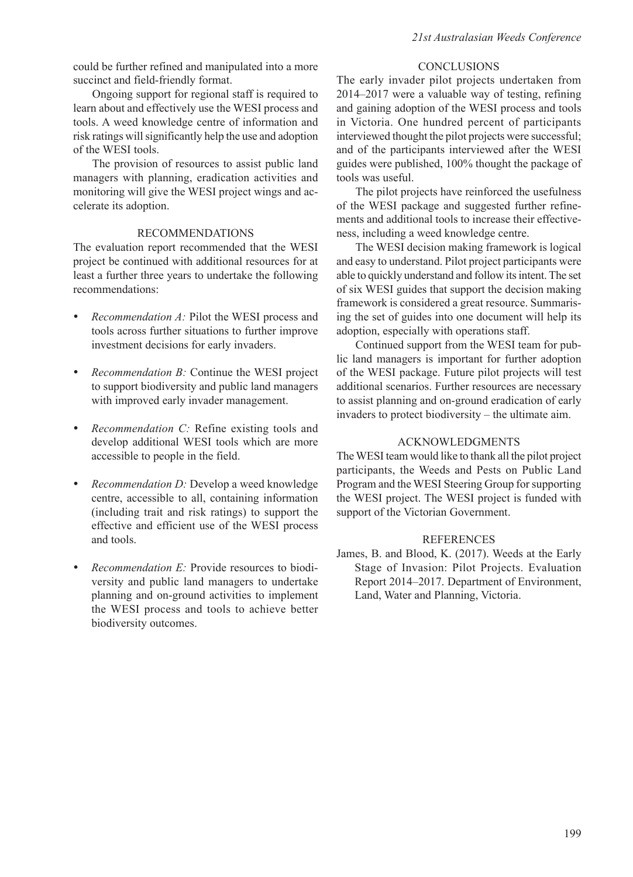could be further refined and manipulated into a more succinct and field-friendly format.

Ongoing support for regional staff is required to learn about and effectively use the WESI process and tools. A weed knowledge centre of information and risk ratings will significantly help the use and adoption of the WESI tools.

The provision of resources to assist public land managers with planning, eradication activities and monitoring will give the WESI project wings and accelerate its adoption.

## RECOMMENDATIONS

The evaluation report recommended that the WESI project be continued with additional resources for at least a further three years to undertake the following recommendations:

- *Recommendation A:* Pilot the WESI process and tools across further situations to further improve investment decisions for early invaders.
- *Recommendation B:* Continue the WESI project to support biodiversity and public land managers with improved early invader management.
- *Recommendation C:* Refine existing tools and develop additional WESI tools which are more accessible to people in the field.
- *Recommendation D:* Develop a weed knowledge centre, accessible to all, containing information (including trait and risk ratings) to support the effective and efficient use of the WESI process and tools.
- *Recommendation E:* Provide resources to biodiversity and public land managers to undertake planning and on-ground activities to implement the WESI process and tools to achieve better biodiversity outcomes.

## CONCLUSIONS

The early invader pilot projects undertaken from 2014–2017 were a valuable way of testing, refining and gaining adoption of the WESI process and tools in Victoria. One hundred percent of participants interviewed thought the pilot projects were successful; and of the participants interviewed after the WESI guides were published, 100% thought the package of tools was useful.

The pilot projects have reinforced the usefulness of the WESI package and suggested further refinements and additional tools to increase their effectiveness, including a weed knowledge centre.

The WESI decision making framework is logical and easy to understand. Pilot project participants were able to quickly understand and follow its intent. The set of six WESI guides that support the decision making framework is considered a great resource. Summarising the set of guides into one document will help its adoption, especially with operations staff.

Continued support from the WESI team for public land managers is important for further adoption of the WESI package. Future pilot projects will test additional scenarios. Further resources are necessary to assist planning and on-ground eradication of early invaders to protect biodiversity – the ultimate aim.

## ACKNOWLEDGMENTS

The WESI team would like to thank all the pilot project participants, the Weeds and Pests on Public Land Program and the WESI Steering Group for supporting the WESI project. The WESI project is funded with support of the Victorian Government.

## REFERENCES

James, B. and Blood, K. (2017). Weeds at the Early Stage of Invasion: Pilot Projects. Evaluation Report 2014–2017. Department of Environment, Land, Water and Planning, Victoria.